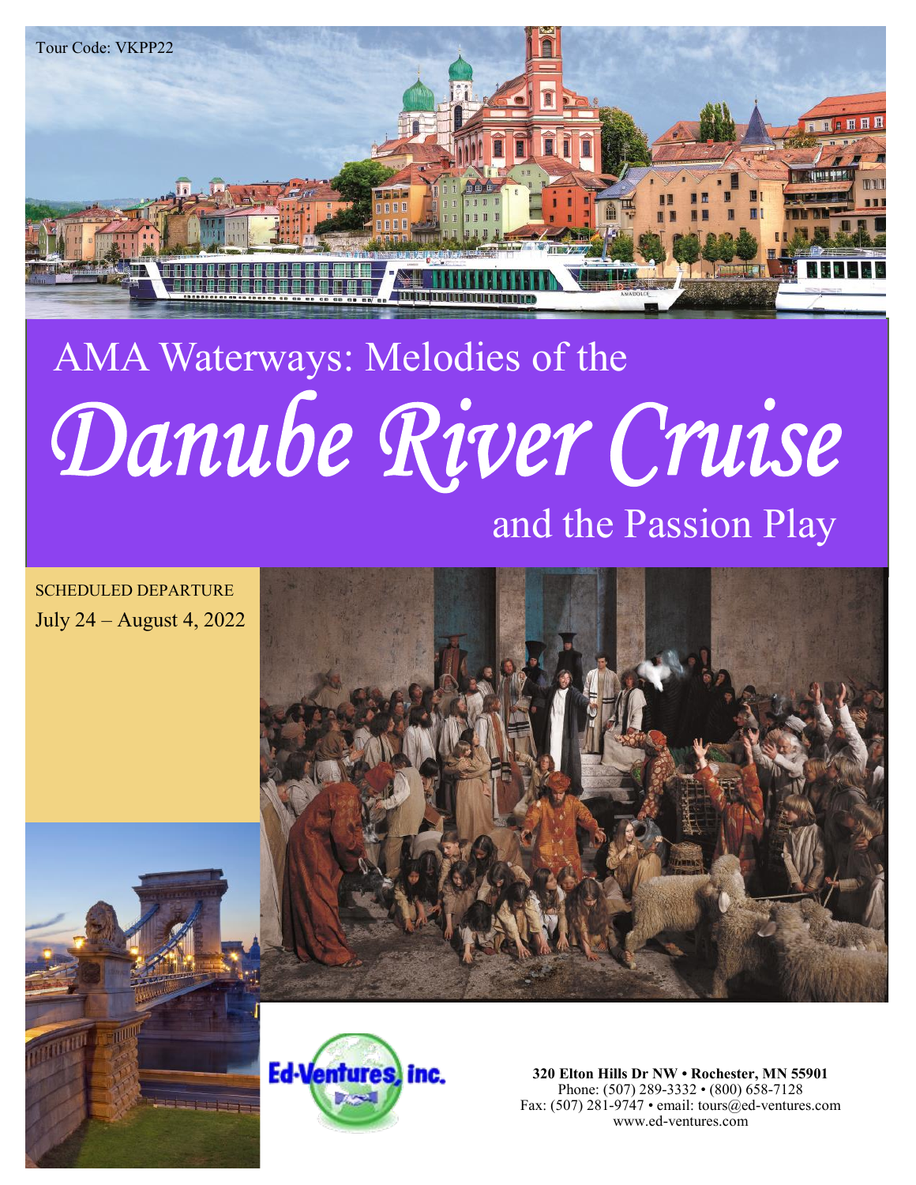Tour Code: VKPP22

# AMA Waterways: Melodies of the

# *Danube River Cruise*

## and the Passion Play

SCHEDULED DEPARTURE

July 24 – August 4, 2022

Ed-Ventures, inc.

**320 Elton Hills Dr NW • Rochester, MN 55901**
Phone: (507) 289-3332 • (800) 658-7128
Fax: (507) 281-9747 • email: tours@ed-ventures.com
www.ed-ventures.com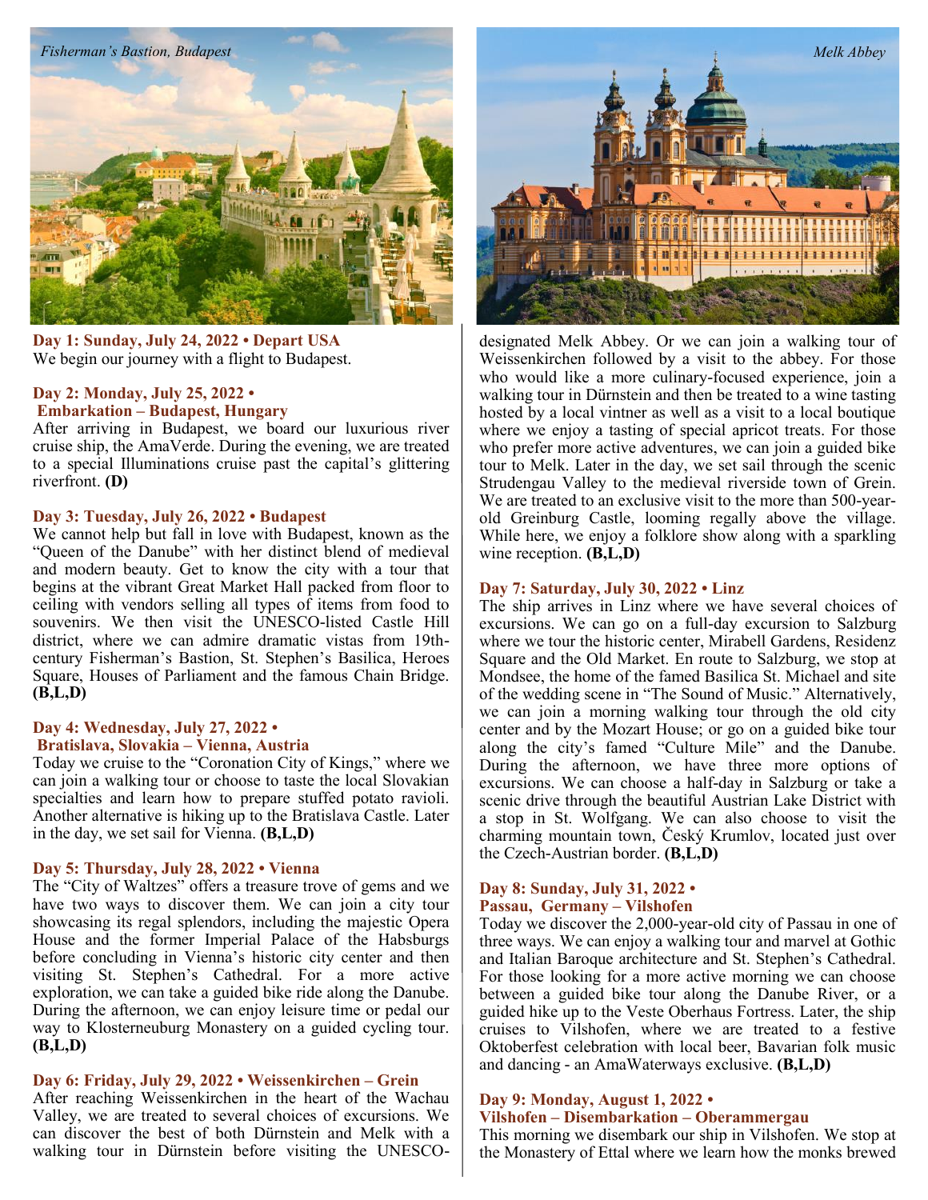*Fisherman's Bastion, Budapest*

*Melk Abbey*

**Day 1: Sunday, July 24, 2022 • Depart USA**
We begin our journey with a flight to Budapest.

**Day 2: Monday, July 25, 2022 • Embarkation – Budapest, Hungary**
After arriving in Budapest, we board our luxurious river cruise ship, the AmaVerde. During the evening, we are treated to a special Illuminations cruise past the capital's glittering riverfront. **(D)**

**Day 3: Tuesday, July 26, 2022 • Budapest**
We cannot help but fall in love with Budapest, known as the "Queen of the Danube" with her distinct blend of medieval and modern beauty. Get to know the city with a tour that begins at the vibrant Great Market Hall packed from floor to ceiling with vendors selling all types of items from food to souvenirs. We then visit the UNESCO-listed Castle Hill district, where we can admire dramatic vistas from 19th-century Fisherman's Bastion, St. Stephen's Basilica, Heroes Square, Houses of Parliament and the famous Chain Bridge. **(B,L,D)**

**Day 4: Wednesday, July 27, 2022 • Bratislava, Slovakia – Vienna, Austria**
Today we cruise to the "Coronation City of Kings," where we can join a walking tour or choose to taste the local Slovakian specialties and learn how to prepare stuffed potato ravioli. Another alternative is hiking up to the Bratislava Castle. Later in the day, we set sail for Vienna. **(B,L,D)**

**Day 5: Thursday, July 28, 2022 • Vienna**
The "City of Waltzes" offers a treasure trove of gems and we have two ways to discover them. We can join a city tour showcasing its regal splendors, including the majestic Opera House and the former Imperial Palace of the Habsburgs before concluding in Vienna's historic city center and then visiting St. Stephen's Cathedral. For a more active exploration, we can take a guided bike ride along the Danube. During the afternoon, we can enjoy leisure time or pedal our way to Klosterneuburg Monastery on a guided cycling tour. **(B,L,D)**

**Day 6: Friday, July 29, 2022 • Weissenkirchen – Grein**
After reaching Weissenkirchen in the heart of the Wachau Valley, we are treated to several choices of excursions. We can discover the best of both Dürnstein and Melk with a walking tour in Dürnstein before visiting the UNESCO-designated Melk Abbey. Or we can join a walking tour of Weissenkirchen followed by a visit to the abbey. For those who would like a more culinary-focused experience, join a walking tour in Dürnstein and then be treated to a wine tasting hosted by a local vintner as well as a visit to a local boutique where we enjoy a tasting of special apricot treats. For those who prefer more active adventures, we can join a guided bike tour to Melk. Later in the day, we set sail through the scenic Strudengau Valley to the medieval riverside town of Grein. We are treated to an exclusive visit to the more than 500-year-old Greinburg Castle, looming regally above the village. While here, we enjoy a folklore show along with a sparkling wine reception. **(B,L,D)**

**Day 7: Saturday, July 30, 2022 • Linz**
The ship arrives in Linz where we have several choices of excursions. We can go on a full-day excursion to Salzburg where we tour the historic center, Mirabell Gardens, Residenz Square and the Old Market. En route to Salzburg, we stop at Mondsee, the home of the famed Basilica St. Michael and site of the wedding scene in "The Sound of Music." Alternatively, we can join a morning walking tour through the old city center and by the Mozart House; or go on a guided bike tour along the city's famed "Culture Mile" and the Danube. During the afternoon, we have three more options of excursions. We can choose a half-day in Salzburg or take a scenic drive through the beautiful Austrian Lake District with a stop in St. Wolfgang. We can also choose to visit the charming mountain town, Český Krumlov, located just over the Czech-Austrian border. **(B,L,D)**

**Day 8: Sunday, July 31, 2022 • Passau, Germany – Vilshofen**
Today we discover the 2,000-year-old city of Passau in one of three ways. We can enjoy a walking tour and marvel at Gothic and Italian Baroque architecture and St. Stephen's Cathedral. For those looking for a more active morning we can choose between a guided bike tour along the Danube River, or a guided hike up to the Veste Oberhaus Fortress. Later, the ship cruises to Vilshofen, where we are treated to a festive Oktoberfest celebration with local beer, Bavarian folk music and dancing - an AmaWaterways exclusive. **(B,L,D)**

**Day 9: Monday, August 1, 2022 • Vilshofen – Disembarkation – Oberammergau**
This morning we disembark our ship in Vilshofen. We stop at the Monastery of Ettal where we learn how the monks brewed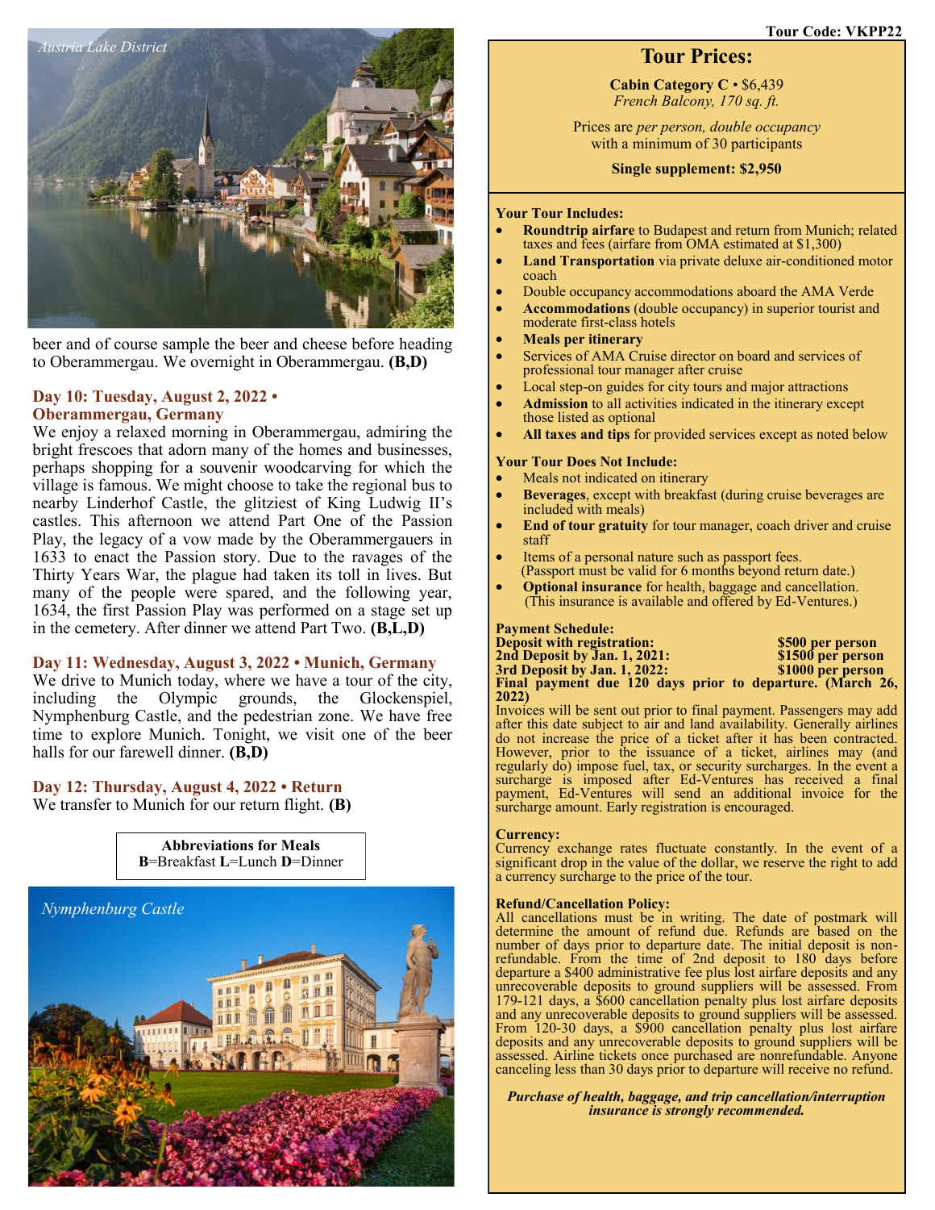Austria Lake District

beer and of course sample the beer and cheese before heading to Oberammergau. We overnight in Oberammergau. **(B,D)**

## Day 10: Tuesday, August 2, 2022 • Oberammergau, Germany

We enjoy a relaxed morning in Oberammergau, admiring the bright frescoes that adorn many of the homes and businesses, perhaps shopping for a souvenir woodcarving for which the village is famous. We might choose to take the regional bus to nearby Linderhof Castle, the glitziest of King Ludwig II's castles. This afternoon we attend Part One of the Passion Play, the legacy of a vow made by the Oberammergauers in 1633 to enact the Passion story. Due to the ravages of the Thirty Years War, the plague had taken its toll in lives. But many of the people were spared, and the following year, 1634, the first Passion Play was performed on a stage set up in the cemetery. After dinner we attend Part Two. **(B,L,D)**

## Day 11: Wednesday, August 3, 2022 • Munich, Germany

We drive to Munich today, where we have a tour of the city, including the Olympic grounds, the Glockenspiel, Nymphenburg Castle, and the pedestrian zone. We have free time to explore Munich. Tonight, we visit one of the beer halls for our farewell dinner. **(B,D)**

## Day 12: Thursday, August 4, 2022 • Return

We transfer to Munich for our return flight. **(B)**

**Abbreviations for Meals**
**B**=Breakfast **L**=Lunch **D**=Dinner

Nymphenburg Castle

**Tour Code: VKPP22**

# Tour Prices:

**Cabin Category C** • $6,439
*French Balcony, 170 sq. ft.*

Prices are *per person, double occupancy* with a minimum of 30 participants

**Single supplement: $2,950**

**Your Tour Includes:**

- **Roundtrip airfare** to Budapest and return from Munich; related taxes and fees (airfare from OMA estimated at $1,300)
- **Land Transportation** via private deluxe air-conditioned motor coach
- Double occupancy accommodations aboard the AMA Verde
- **Accommodations** (double occupancy) in superior tourist and moderate first-class hotels
- **Meals per itinerary**
- Services of AMA Cruise director on board and services of professional tour manager after cruise
- Local step-on guides for city tours and major attractions
- **Admission** to all activities indicated in the itinerary except those listed as optional
- **All taxes and tips** for provided services except as noted below

**Your Tour Does Not Include:**

- Meals not indicated on itinerary
- **Beverages**, except with breakfast (during cruise beverages are included with meals)
- **End of tour gratuity** for tour manager, coach driver and cruise staff
- Items of a personal nature such as passport fees. (Passport must be valid for 6 months beyond return date.)
- **Optional insurance** for health, baggage and cancellation. (This insurance is available and offered by Ed-Ventures.)

**Payment Schedule:**

| | |
|---|---|
| **Deposit with registration:** | **$500 per person** |
| **2nd Deposit by Jan. 1, 2021:** | **$1500 per person** |
| **3rd Deposit by Jan. 1, 2022:** | **$1000 per person** |

**Final payment due 120 days prior to departure. (March 26, 2022)**

Invoices will be sent out prior to final payment. Passengers may add after this date subject to air and land availability. Generally airlines do not increase the price of a ticket after it has been contracted. However, prior to the issuance of a ticket, airlines may (and regularly do) impose fuel, tax, or security surcharges. In the event a surcharge is imposed after Ed-Ventures has received a final payment, Ed-Ventures will send an additional invoice for the surcharge amount. Early registration is encouraged.

**Currency:**
Currency exchange rates fluctuate constantly. In the event of a significant drop in the value of the dollar, we reserve the right to add a currency surcharge to the price of the tour.

**Refund/Cancellation Policy:**
All cancellations must be in writing. The date of postmark will determine the amount of refund due. Refunds are based on the number of days prior to departure date. The initial deposit is non-refundable. From the time of 2nd deposit to 180 days before departure a $400 administrative fee plus lost airfare deposits and any unrecoverable deposits to ground suppliers will be assessed. From 179-121 days, a $600 cancellation penalty plus lost airfare deposits and any unrecoverable deposits to ground suppliers will be assessed. From 120-30 days, a $900 cancellation penalty plus lost airfare deposits and any unrecoverable deposits to ground suppliers will be assessed. Airline tickets once purchased are nonrefundable. Anyone canceling less than 30 days prior to departure will receive no refund.

***Purchase of health, baggage, and trip cancellation/interruption insurance is strongly recommended.***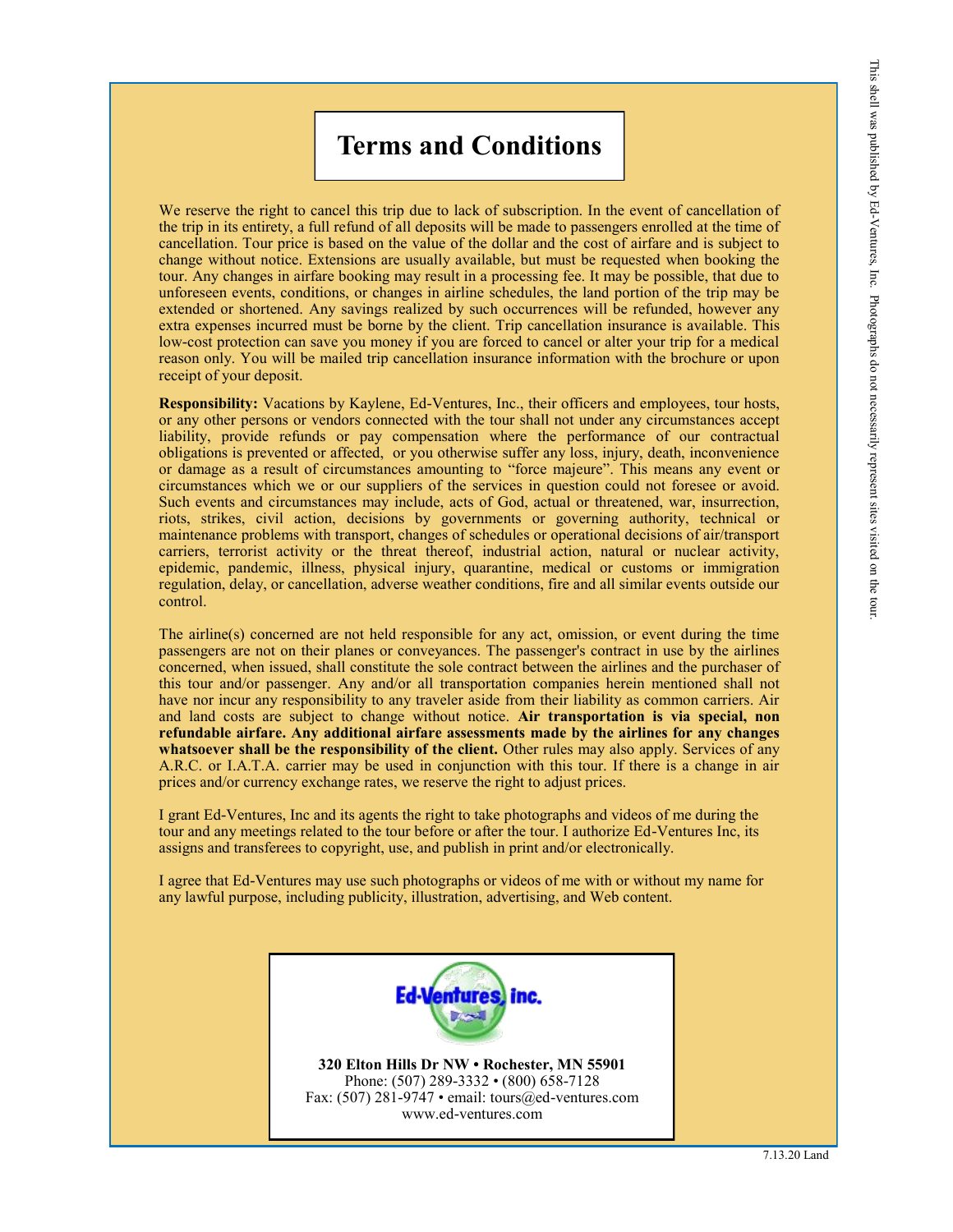# Terms and Conditions

We reserve the right to cancel this trip due to lack of subscription. In the event of cancellation of the trip in its entirety, a full refund of all deposits will be made to passengers enrolled at the time of cancellation. Tour price is based on the value of the dollar and the cost of airfare and is subject to change without notice. Extensions are usually available, but must be requested when booking the tour. Any changes in airfare booking may result in a processing fee. It may be possible, that due to unforeseen events, conditions, or changes in airline schedules, the land portion of the trip may be extended or shortened. Any savings realized by such occurrences will be refunded, however any extra expenses incurred must be borne by the client. Trip cancellation insurance is available. This low-cost protection can save you money if you are forced to cancel or alter your trip for a medical reason only. You will be mailed trip cancellation insurance information with the brochure or upon receipt of your deposit.

**Responsibility:** Vacations by Kaylene, Ed-Ventures, Inc., their officers and employees, tour hosts, or any other persons or vendors connected with the tour shall not under any circumstances accept liability, provide refunds or pay compensation where the performance of our contractual obligations is prevented or affected, or you otherwise suffer any loss, injury, death, inconvenience or damage as a result of circumstances amounting to "force majeure". This means any event or circumstances which we or our suppliers of the services in question could not foresee or avoid. Such events and circumstances may include, acts of God, actual or threatened, war, insurrection, riots, strikes, civil action, decisions by governments or governing authority, technical or maintenance problems with transport, changes of schedules or operational decisions of air/transport carriers, terrorist activity or the threat thereof, industrial action, natural or nuclear activity, epidemic, pandemic, illness, physical injury, quarantine, medical or customs or immigration regulation, delay, or cancellation, adverse weather conditions, fire and all similar events outside our control.

The airline(s) concerned are not held responsible for any act, omission, or event during the time passengers are not on their planes or conveyances. The passenger's contract in use by the airlines concerned, when issued, shall constitute the sole contract between the airlines and the purchaser of this tour and/or passenger. Any and/or all transportation companies herein mentioned shall not have nor incur any responsibility to any traveler aside from their liability as common carriers. Air and land costs are subject to change without notice. **Air transportation is via special, non refundable airfare. Any additional airfare assessments made by the airlines for any changes whatsoever shall be the responsibility of the client.** Other rules may also apply. Services of any A.R.C. or I.A.T.A. carrier may be used in conjunction with this tour. If there is a change in air prices and/or currency exchange rates, we reserve the right to adjust prices.

I grant Ed-Ventures, Inc and its agents the right to take photographs and videos of me during the tour and any meetings related to the tour before or after the tour. I authorize Ed-Ventures Inc, its assigns and transferees to copyright, use, and publish in print and/or electronically.

I agree that Ed-Ventures may use such photographs or videos of me with or without my name for any lawful purpose, including publicity, illustration, advertising, and Web content.

Ed-Ventures, inc.

**320 Elton Hills Dr NW • Rochester, MN 55901**
Phone: (507) 289-3332 • (800) 658-7128
Fax: (507) 281-9747 • email: tours@ed-ventures.com
www.ed-ventures.com

This shell was published by Ed-Ventures, Inc. Photographs do not necessarily represent sites visited on the tour.

7.13.20 Land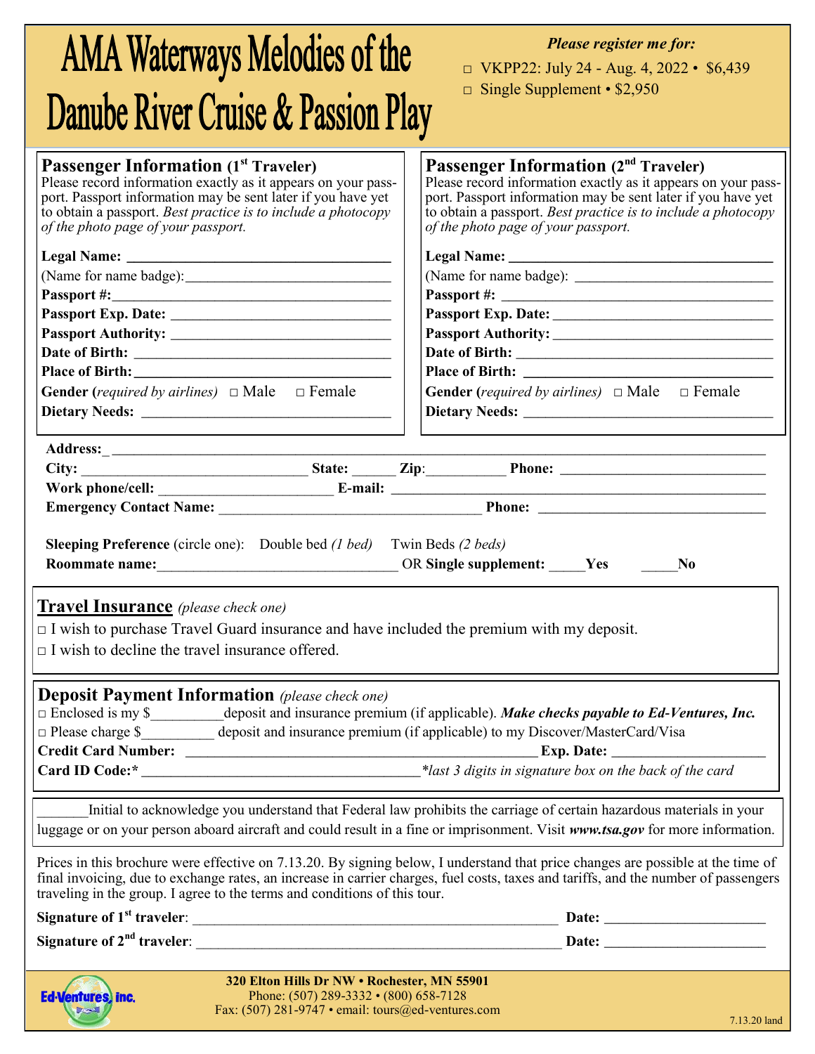# AMA Waterways Melodies of the Danube River Cruise & Passion Play

***Please register me for:***

□ VKPP22: July 24 - Aug. 4, 2022 • $6,439

□ Single Supplement • $2,950

## Passenger Information (1st Traveler)

Please record information exactly as it appears on your passport. Passport information may be sent later if you have yet to obtain a passport. *Best practice is to include a photocopy of the photo page of your passport.*

**Legal Name:** ______________________________

(Name for name badge):______________________________

**Passport #:**______________________________

**Passport Exp. Date:** ______________________________

**Passport Authority:** ______________________________

**Date of Birth:** ______________________________

**Place of Birth:**______________________________

**Gender** (*required by airlines*) □ Male □ Female

**Dietary Needs:** ______________________________

## Passenger Information (2nd Traveler)

Please record information exactly as it appears on your passport. Passport information may be sent later if you have yet to obtain a passport. *Best practice is to include a photocopy of the photo page of your passport.*

**Legal Name:** ______________________________

(Name for name badge): ______________________________

**Passport #:** ______________________________

**Passport Exp. Date:** ______________________________

**Passport Authority:** ______________________________

**Date of Birth:** ______________________________

**Place of Birth:** ______________________________

**Gender** (*required by airlines*) □ Male □ Female

**Dietary Needs:** ______________________________

**Address:**______________________________________________

**City:** ______________________ **State:** ______ **Zip:**__________ **Phone:** ______________________

**Work phone/cell:** ______________________ **E-mail:** ______________________________

**Emergency Contact Name:** ______________________________ **Phone:** ______________________

**Sleeping Preference** (circle one): Double bed *(1 bed)* Twin Beds *(2 beds)*

**Roommate name:**______________________________ OR **Single supplement:** _____**Yes** _____**No**

## Travel Insurance *(please check one)*

□ I wish to purchase Travel Guard insurance and have included the premium with my deposit.

□ I wish to decline the travel insurance offered.

## Deposit Payment Information *(please check one)*

□ Enclosed is my $_________deposit and insurance premium (if applicable). ***Make checks payable to Ed-Ventures, Inc.***

□ Please charge $_________ deposit and insurance premium (if applicable) to my Discover/MasterCard/Visa

**Credit Card Number:** ______________________________________________ **Exp. Date:** ____________________

**Card ID Code:*** ____________________________________ **last 3 digits in signature box on the back of the card*

_______Initial to acknowledge you understand that Federal law prohibits the carriage of certain hazardous materials in your luggage or on your person aboard aircraft and could result in a fine or imprisonment. Visit ***www.tsa.gov*** for more information.

Prices in this brochure were effective on 7.13.20. By signing below, I understand that price changes are possible at the time of final invoicing, due to exchange rates, an increase in carrier charges, fuel costs, taxes and tariffs, and the number of passengers traveling in the group. I agree to the terms and conditions of this tour.

**Signature of 1st traveler**: ______________________________________________ **Date:** ____________________

**Signature of 2nd traveler**: ______________________________________________ **Date:** ____________________

Ed-Ventures, Inc.

**320 Elton Hills Dr NW • Rochester, MN 55901**

Phone: (507) 289-3332 • (800) 658-7128

Fax: (507) 281-9747 • email: tours@ed-ventures.com

7.13.20 land